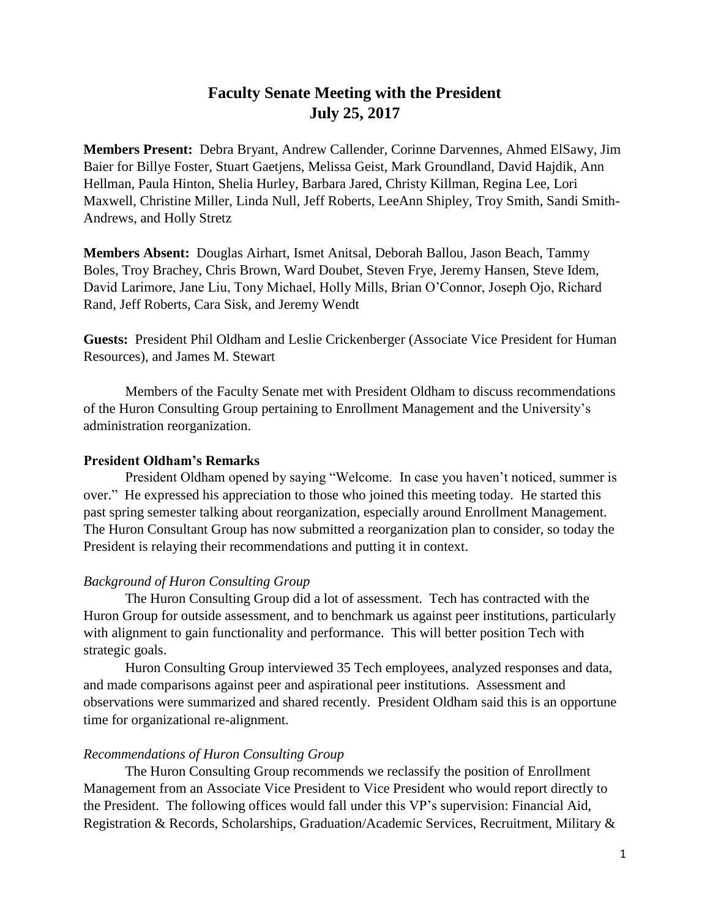# Faculty Senate Meeting with the President
## July 25, 2017

**Members Present:** Debra Bryant, Andrew Callender, Corinne Darvennes, Ahmed ElSawy, Jim Baier for Billye Foster, Stuart Gaetjens, Melissa Geist, Mark Groundland, David Hajdik, Ann Hellman, Paula Hinton, Shelia Hurley, Barbara Jared, Christy Killman, Regina Lee, Lori Maxwell, Christine Miller, Linda Null, Jeff Roberts, LeeAnn Shipley, Troy Smith, Sandi Smith-Andrews, and Holly Stretz

**Members Absent:** Douglas Airhart, Ismet Anitsal, Deborah Ballou, Jason Beach, Tammy Boles, Troy Brachey, Chris Brown, Ward Doubet, Steven Frye, Jeremy Hansen, Steve Idem, David Larimore, Jane Liu, Tony Michael, Holly Mills, Brian O'Connor, Joseph Ojo, Richard Rand, Jeff Roberts, Cara Sisk, and Jeremy Wendt

**Guests:** President Phil Oldham and Leslie Crickenberger (Associate Vice President for Human Resources), and James M. Stewart

Members of the Faculty Senate met with President Oldham to discuss recommendations of the Huron Consulting Group pertaining to Enrollment Management and the University's administration reorganization.

### President Oldham's Remarks

President Oldham opened by saying "Welcome. In case you haven't noticed, summer is over." He expressed his appreciation to those who joined this meeting today. He started this past spring semester talking about reorganization, especially around Enrollment Management. The Huron Consultant Group has now submitted a reorganization plan to consider, so today the President is relaying their recommendations and putting it in context.

*Background of Huron Consulting Group*

The Huron Consulting Group did a lot of assessment. Tech has contracted with the Huron Group for outside assessment, and to benchmark us against peer institutions, particularly with alignment to gain functionality and performance. This will better position Tech with strategic goals.

Huron Consulting Group interviewed 35 Tech employees, analyzed responses and data, and made comparisons against peer and aspirational peer institutions. Assessment and observations were summarized and shared recently. President Oldham said this is an opportune time for organizational re-alignment.

*Recommendations of Huron Consulting Group*

The Huron Consulting Group recommends we reclassify the position of Enrollment Management from an Associate Vice President to Vice President who would report directly to the President. The following offices would fall under this VP's supervision: Financial Aid, Registration & Records, Scholarships, Graduation/Academic Services, Recruitment, Military &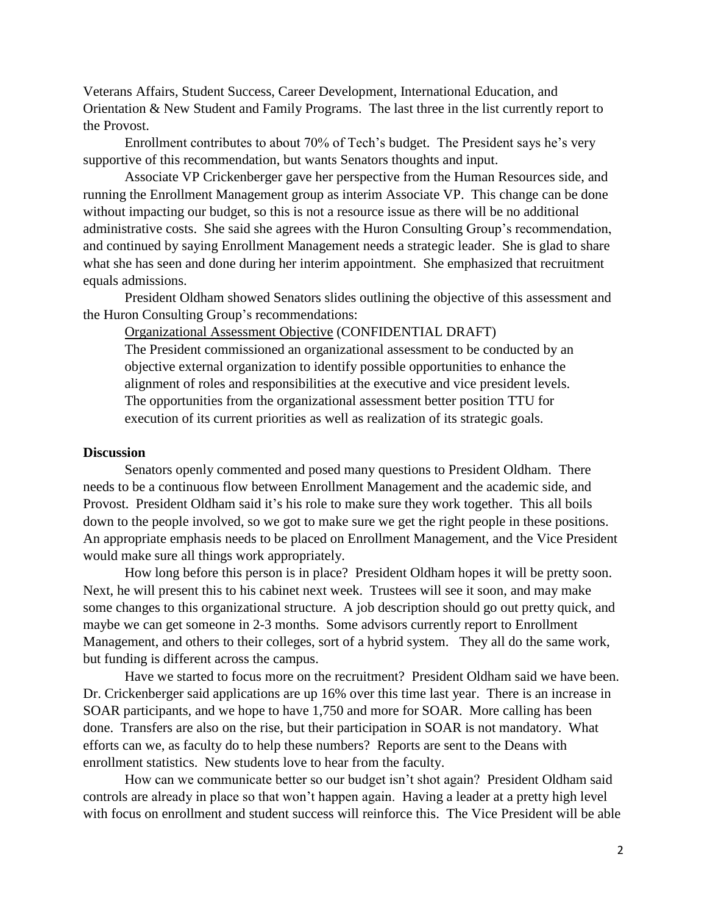Veterans Affairs, Student Success, Career Development, International Education, and Orientation & New Student and Family Programs. The last three in the list currently report to the Provost.

Enrollment contributes to about 70% of Tech's budget. The President says he's very supportive of this recommendation, but wants Senators thoughts and input.

Associate VP Crickenberger gave her perspective from the Human Resources side, and running the Enrollment Management group as interim Associate VP. This change can be done without impacting our budget, so this is not a resource issue as there will be no additional administrative costs. She said she agrees with the Huron Consulting Group's recommendation, and continued by saying Enrollment Management needs a strategic leader. She is glad to share what she has seen and done during her interim appointment. She emphasized that recruitment equals admissions.

President Oldham showed Senators slides outlining the objective of this assessment and the Huron Consulting Group's recommendations:

> Organizational Assessment Objective (CONFIDENTIAL DRAFT)
>
> The President commissioned an organizational assessment to be conducted by an objective external organization to identify possible opportunities to enhance the alignment of roles and responsibilities at the executive and vice president levels. The opportunities from the organizational assessment better position TTU for execution of its current priorities as well as realization of its strategic goals.

## Discussion

Senators openly commented and posed many questions to President Oldham. There needs to be a continuous flow between Enrollment Management and the academic side, and Provost. President Oldham said it's his role to make sure they work together. This all boils down to the people involved, so we got to make sure we get the right people in these positions. An appropriate emphasis needs to be placed on Enrollment Management, and the Vice President would make sure all things work appropriately.

How long before this person is in place? President Oldham hopes it will be pretty soon. Next, he will present this to his cabinet next week. Trustees will see it soon, and may make some changes to this organizational structure. A job description should go out pretty quick, and maybe we can get someone in 2-3 months. Some advisors currently report to Enrollment Management, and others to their colleges, sort of a hybrid system. They all do the same work, but funding is different across the campus.

Have we started to focus more on the recruitment? President Oldham said we have been. Dr. Crickenberger said applications are up 16% over this time last year. There is an increase in SOAR participants, and we hope to have 1,750 and more for SOAR. More calling has been done. Transfers are also on the rise, but their participation in SOAR is not mandatory. What efforts can we, as faculty do to help these numbers? Reports are sent to the Deans with enrollment statistics. New students love to hear from the faculty.

How can we communicate better so our budget isn't shot again? President Oldham said controls are already in place so that won't happen again. Having a leader at a pretty high level with focus on enrollment and student success will reinforce this. The Vice President will be able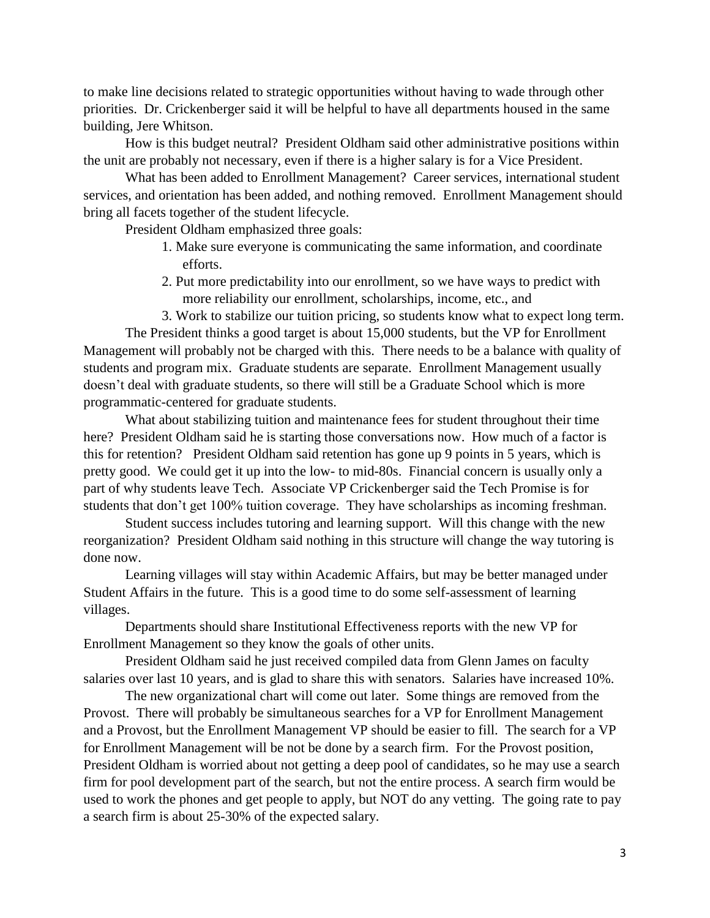to make line decisions related to strategic opportunities without having to wade through other priorities. Dr. Crickenberger said it will be helpful to have all departments housed in the same building, Jere Whitson.

How is this budget neutral? President Oldham said other administrative positions within the unit are probably not necessary, even if there is a higher salary is for a Vice President.

What has been added to Enrollment Management? Career services, international student services, and orientation has been added, and nothing removed. Enrollment Management should bring all facets together of the student lifecycle.

President Oldham emphasized three goals:

1. Make sure everyone is communicating the same information, and coordinate efforts.
2. Put more predictability into our enrollment, so we have ways to predict with more reliability our enrollment, scholarships, income, etc., and
3. Work to stabilize our tuition pricing, so students know what to expect long term.

The President thinks a good target is about 15,000 students, but the VP for Enrollment Management will probably not be charged with this. There needs to be a balance with quality of students and program mix. Graduate students are separate. Enrollment Management usually doesn't deal with graduate students, so there will still be a Graduate School which is more programmatic-centered for graduate students.

What about stabilizing tuition and maintenance fees for student throughout their time here? President Oldham said he is starting those conversations now. How much of a factor is this for retention? President Oldham said retention has gone up 9 points in 5 years, which is pretty good. We could get it up into the low- to mid-80s. Financial concern is usually only a part of why students leave Tech. Associate VP Crickenberger said the Tech Promise is for students that don't get 100% tuition coverage. They have scholarships as incoming freshman.

Student success includes tutoring and learning support. Will this change with the new reorganization? President Oldham said nothing in this structure will change the way tutoring is done now.

Learning villages will stay within Academic Affairs, but may be better managed under Student Affairs in the future. This is a good time to do some self-assessment of learning villages.

Departments should share Institutional Effectiveness reports with the new VP for Enrollment Management so they know the goals of other units.

President Oldham said he just received compiled data from Glenn James on faculty salaries over last 10 years, and is glad to share this with senators. Salaries have increased 10%.

The new organizational chart will come out later. Some things are removed from the Provost. There will probably be simultaneous searches for a VP for Enrollment Management and a Provost, but the Enrollment Management VP should be easier to fill. The search for a VP for Enrollment Management will be not be done by a search firm. For the Provost position, President Oldham is worried about not getting a deep pool of candidates, so he may use a search firm for pool development part of the search, but not the entire process. A search firm would be used to work the phones and get people to apply, but NOT do any vetting. The going rate to pay a search firm is about 25-30% of the expected salary.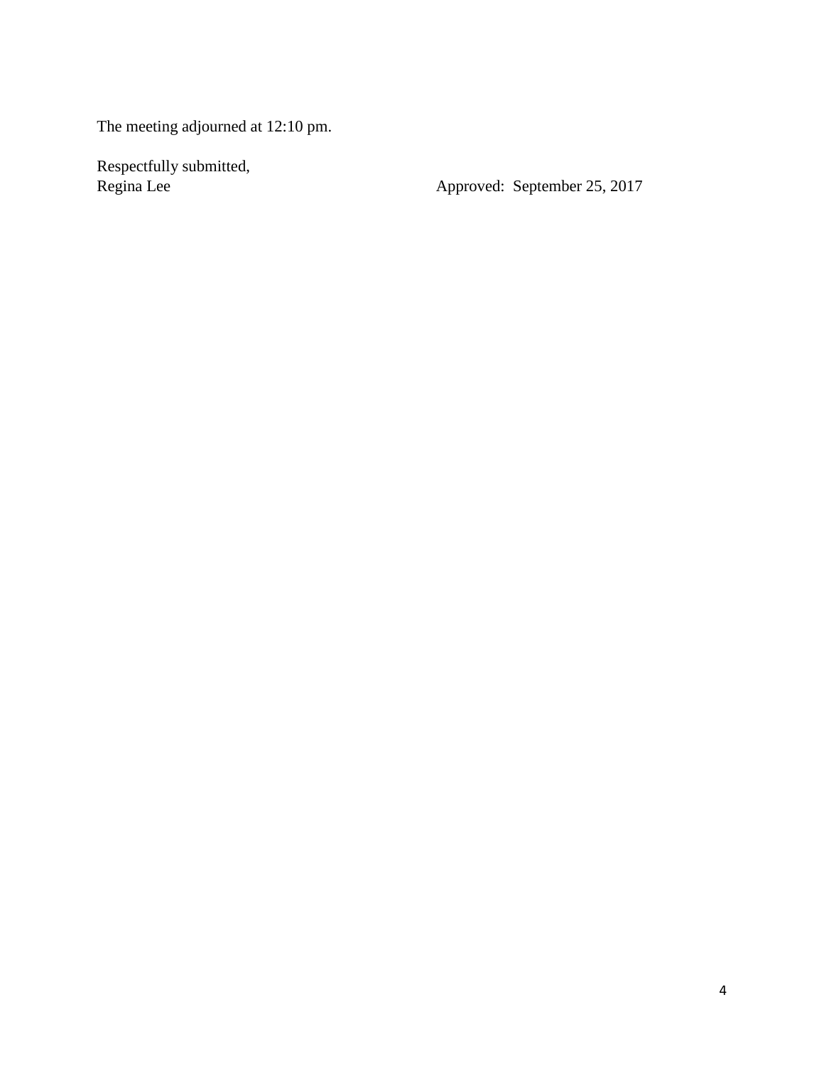The meeting adjourned at 12:10 pm.

Respectfully submitted,
Regina Lee

Approved: September 25, 2017